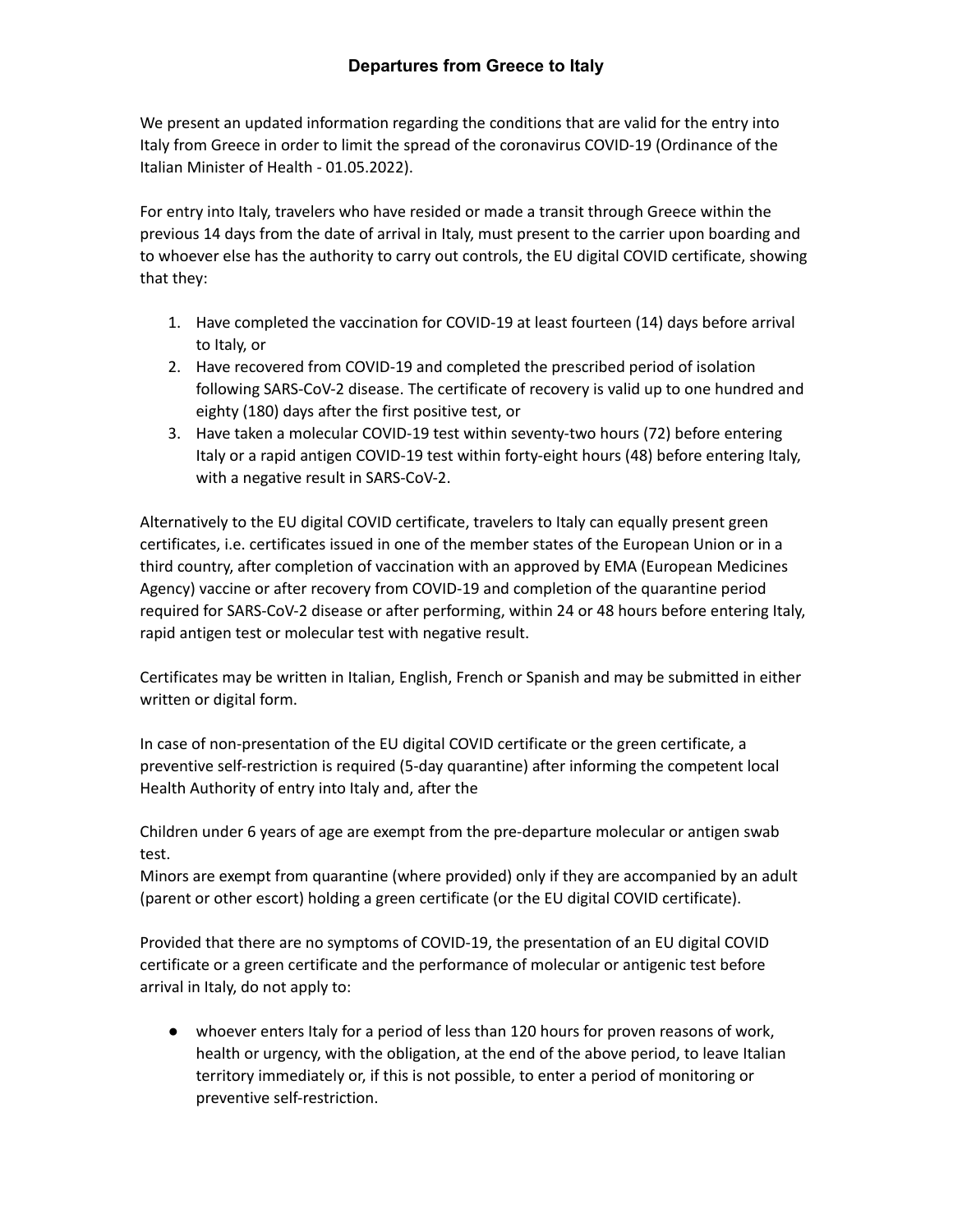# Departures from Greece to Italy

We present an updated information regarding the conditions that are valid for the entry into Italy from Greece in order to limit the spread of the coronavirus COVID-19 (Ordinance of the Italian Minister of Health - 01.05.2022).

For entry into Italy, travelers who have resided or made a transit through Greece within the previous 14 days from the date of arrival in Italy, must present to the carrier upon boarding and to whoever else has the authority to carry out controls, the EU digital COVID certificate, showing that they:

1. Have completed the vaccination for COVID-19 at least fourteen (14) days before arrival to Italy, or
2. Have recovered from COVID-19 and completed the prescribed period of isolation following SARS-CoV-2 disease. The certificate of recovery is valid up to one hundred and eighty (180) days after the first positive test, or
3. Have taken a molecular COVID-19 test within seventy-two hours (72) before entering Italy or a rapid antigen COVID-19 test within forty-eight hours (48) before entering Italy, with a negative result in SARS-CoV-2.

Alternatively to the EU digital COVID certificate, travelers to Italy can equally present green certificates, i.e. certificates issued in one of the member states of the European Union or in a third country, after completion of vaccination with an approved by EMA (European Medicines Agency) vaccine or after recovery from COVID-19 and completion of the quarantine period required for SARS-CoV-2 disease or after performing, within 24 or 48 hours before entering Italy, rapid antigen test or molecular test with negative result.

Certificates may be written in Italian, English, French or Spanish and may be submitted in either written or digital form.

In case of non-presentation of the EU digital COVID certificate or the green certificate, a preventive self-restriction is required (5-day quarantine) after informing the competent local Health Authority of entry into Italy and, after the

Children under 6 years of age are exempt from the pre-departure molecular or antigen swab test.
Minors are exempt from quarantine (where provided) only if they are accompanied by an adult (parent or other escort) holding a green certificate (or the EU digital COVID certificate).

Provided that there are no symptoms of COVID-19, the presentation of an EU digital COVID certificate or a green certificate and the performance of molecular or antigenic test before arrival in Italy, do not apply to:

- whoever enters Italy for a period of less than 120 hours for proven reasons of work, health or urgency, with the obligation, at the end of the above period, to leave Italian territory immediately or, if this is not possible, to enter a period of monitoring or preventive self-restriction.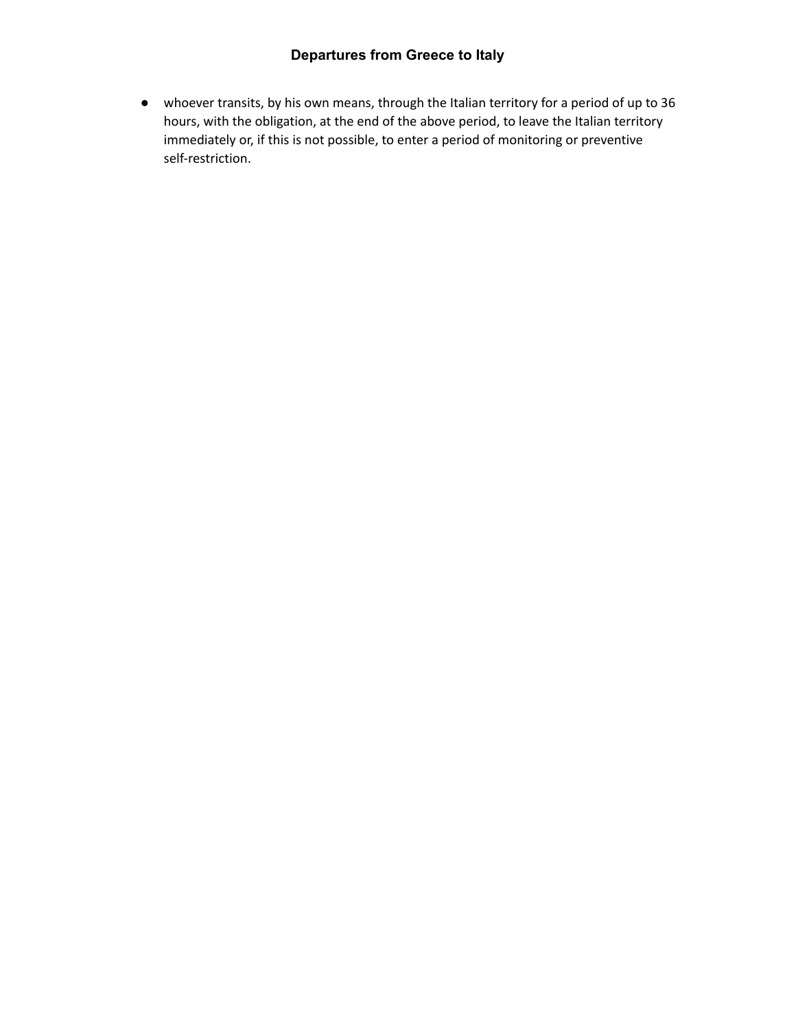**Departures from Greece to Italy**

- whoever transits, by his own means, through the Italian territory for a period of up to 36 hours, with the obligation, at the end of the above period, to leave the Italian territory immediately or, if this is not possible, to enter a period of monitoring or preventive self-restriction.